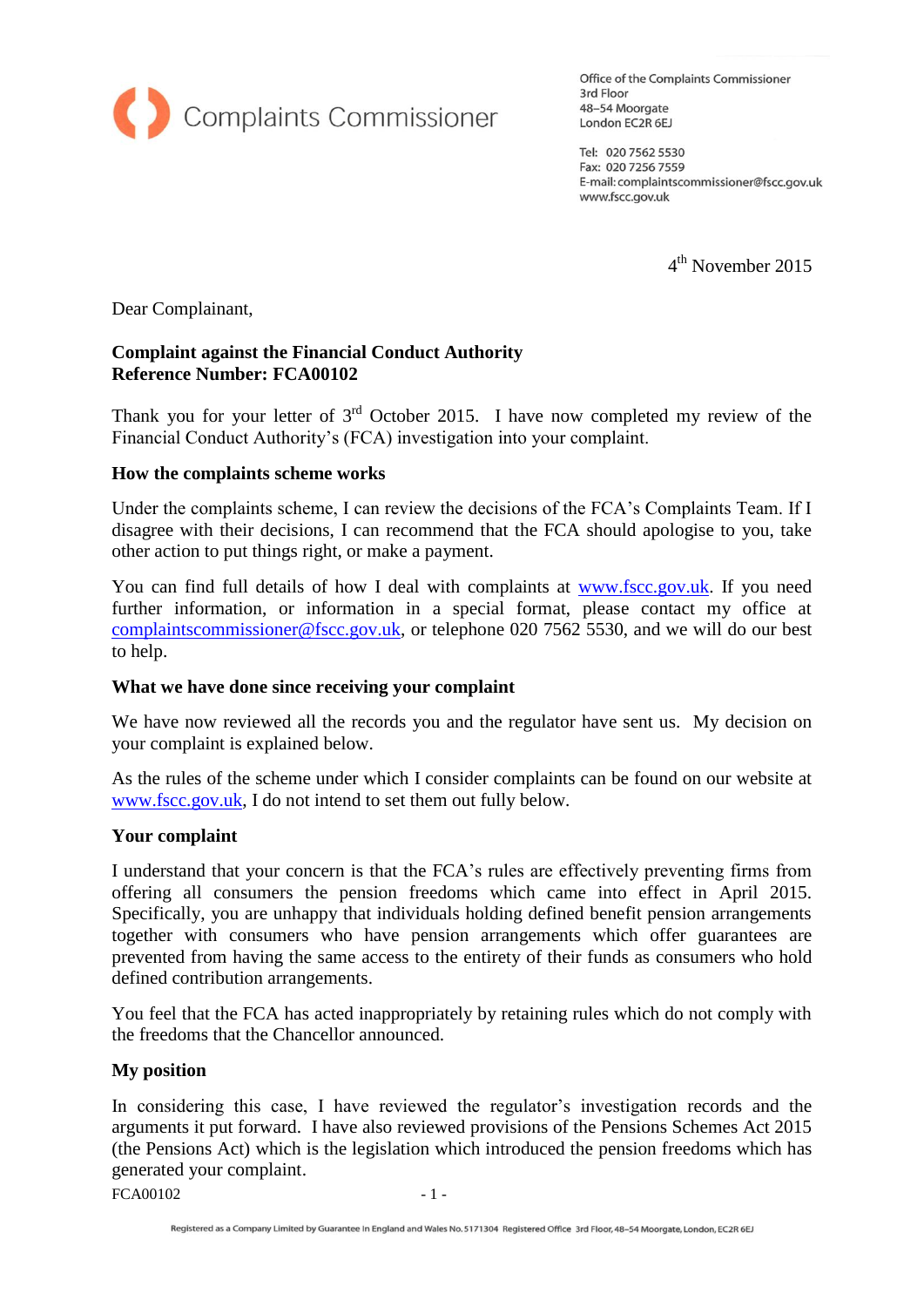Complaints Commissioner

Office of the Complaints Commissioner
3rd Floor
48–54 Moorgate
London EC2R 6EJ

Tel: 020 7562 5530
Fax: 020 7256 7559
E-mail: complaintscommissioner@fscc.gov.uk
www.fscc.gov.uk

4th November 2015

Dear Complainant,

**Complaint against the Financial Conduct Authority**
**Reference Number: FCA00102**

Thank you for your letter of 3rd October 2015. I have now completed my review of the Financial Conduct Authority's (FCA) investigation into your complaint.

**How the complaints scheme works**

Under the complaints scheme, I can review the decisions of the FCA's Complaints Team. If I disagree with their decisions, I can recommend that the FCA should apologise to you, take other action to put things right, or make a payment.

You can find full details of how I deal with complaints at www.fscc.gov.uk. If you need further information, or information in a special format, please contact my office at complaintscommissioner@fscc.gov.uk, or telephone 020 7562 5530, and we will do our best to help.

**What we have done since receiving your complaint**

We have now reviewed all the records you and the regulator have sent us. My decision on your complaint is explained below.

As the rules of the scheme under which I consider complaints can be found on our website at www.fscc.gov.uk, I do not intend to set them out fully below.

**Your complaint**

I understand that your concern is that the FCA's rules are effectively preventing firms from offering all consumers the pension freedoms which came into effect in April 2015. Specifically, you are unhappy that individuals holding defined benefit pension arrangements together with consumers who have pension arrangements which offer guarantees are prevented from having the same access to the entirety of their funds as consumers who hold defined contribution arrangements.

You feel that the FCA has acted inappropriately by retaining rules which do not comply with the freedoms that the Chancellor announced.

**My position**

In considering this case, I have reviewed the regulator's investigation records and the arguments it put forward. I have also reviewed provisions of the Pensions Schemes Act 2015 (the Pensions Act) which is the legislation which introduced the pension freedoms which has generated your complaint.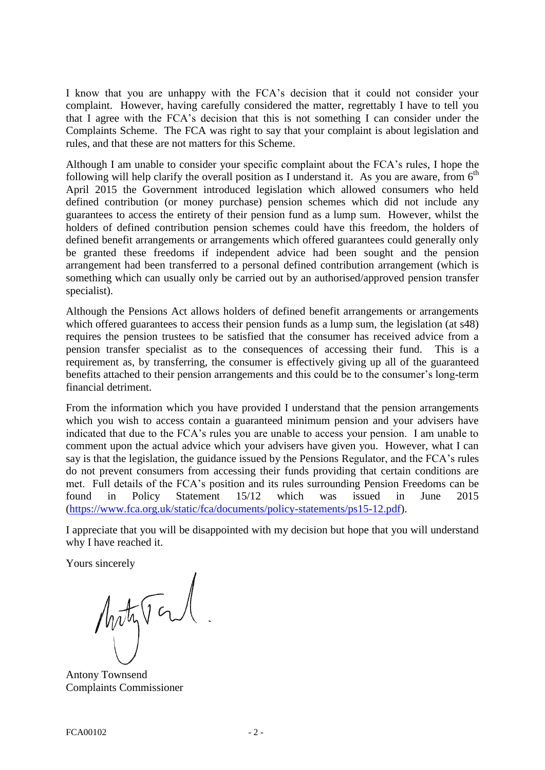I know that you are unhappy with the FCA's decision that it could not consider your complaint. However, having carefully considered the matter, regrettably I have to tell you that I agree with the FCA's decision that this is not something I can consider under the Complaints Scheme. The FCA was right to say that your complaint is about legislation and rules, and that these are not matters for this Scheme.

Although I am unable to consider your specific complaint about the FCA's rules, I hope the following will help clarify the overall position as I understand it. As you are aware, from 6th April 2015 the Government introduced legislation which allowed consumers who held defined contribution (or money purchase) pension schemes which did not include any guarantees to access the entirety of their pension fund as a lump sum. However, whilst the holders of defined contribution pension schemes could have this freedom, the holders of defined benefit arrangements or arrangements which offered guarantees could generally only be granted these freedoms if independent advice had been sought and the pension arrangement had been transferred to a personal defined contribution arrangement (which is something which can usually only be carried out by an authorised/approved pension transfer specialist).

Although the Pensions Act allows holders of defined benefit arrangements or arrangements which offered guarantees to access their pension funds as a lump sum, the legislation (at s48) requires the pension trustees to be satisfied that the consumer has received advice from a pension transfer specialist as to the consequences of accessing their fund. This is a requirement as, by transferring, the consumer is effectively giving up all of the guaranteed benefits attached to their pension arrangements and this could be to the consumer's long-term financial detriment.

From the information which you have provided I understand that the pension arrangements which you wish to access contain a guaranteed minimum pension and your advisers have indicated that due to the FCA's rules you are unable to access your pension. I am unable to comment upon the actual advice which your advisers have given you. However, what I can say is that the legislation, the guidance issued by the Pensions Regulator, and the FCA's rules do not prevent consumers from accessing their funds providing that certain conditions are met. Full details of the FCA's position and its rules surrounding Pension Freedoms can be found in Policy Statement 15/12 which was issued in June 2015 (https://www.fca.org.uk/static/fca/documents/policy-statements/ps15-12.pdf).

I appreciate that you will be disappointed with my decision but hope that you will understand why I have reached it.

Yours sincerely

Antony Townsend
Complaints Commissioner

FCA00102